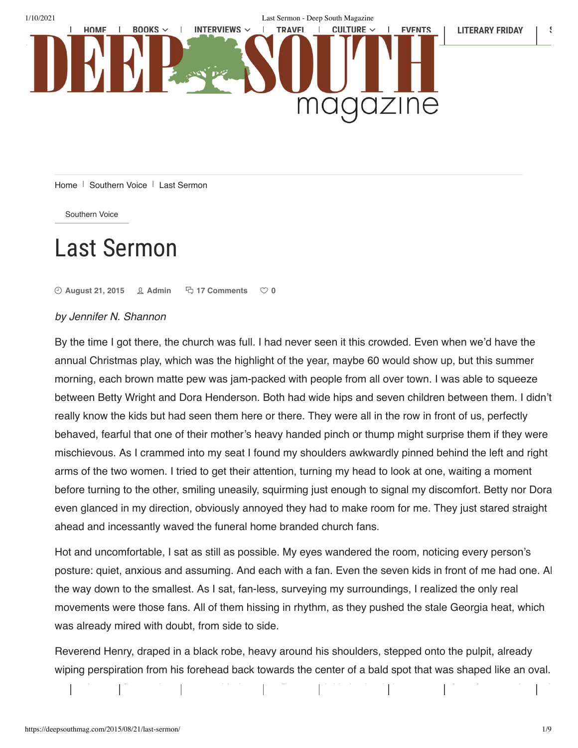Home | Southern Voice | Last Sermon

Southern Voice

# Last Sermon

August 21, 2015 Admin 17 Comments 0

*by Jennifer N. Shannon*

By the time I got there, the church was full. I had never seen it this crowded. Even when we'd have the annual Christmas play, which was the highlight of the year, maybe 60 would show up, but this summer morning, each brown matte pew was jam-packed with people from all over town. I was able to squeeze between Betty Wright and Dora Henderson. Both had wide hips and seven children between them. I didn't really know the kids but had seen them here or there. They were all in the row in front of us, perfectly behaved, fearful that one of their mother's heavy handed pinch or thump might surprise them if they were mischievous. As I crammed into my seat I found my shoulders awkwardly pinned behind the left and right arms of the two women. I tried to get their attention, turning my head to look at one, waiting a moment before turning to the other, smiling uneasily, squirming just enough to signal my discomfort. Betty nor Dora even glanced in my direction, obviously annoyed they had to make room for me. They just stared straight ahead and incessantly waved the funeral home branded church fans.

Hot and uncomfortable, I sat as still as possible. My eyes wandered the room, noticing every person's posture: quiet, anxious and assuming. And each with a fan. Even the seven kids in front of me had one. All the way down to the smallest. As I sat, fan-less, surveying my surroundings, I realized the only real movements were those fans. All of them hissing in rhythm, as they pushed the stale Georgia heat, which was already mired with doubt, from side to side.

Reverend Henry, draped in a black robe, heavy around his shoulders, stepped onto the pulpit, already wiping perspiration from his forehead back towards the center of a bald spot that was shaped like an oval.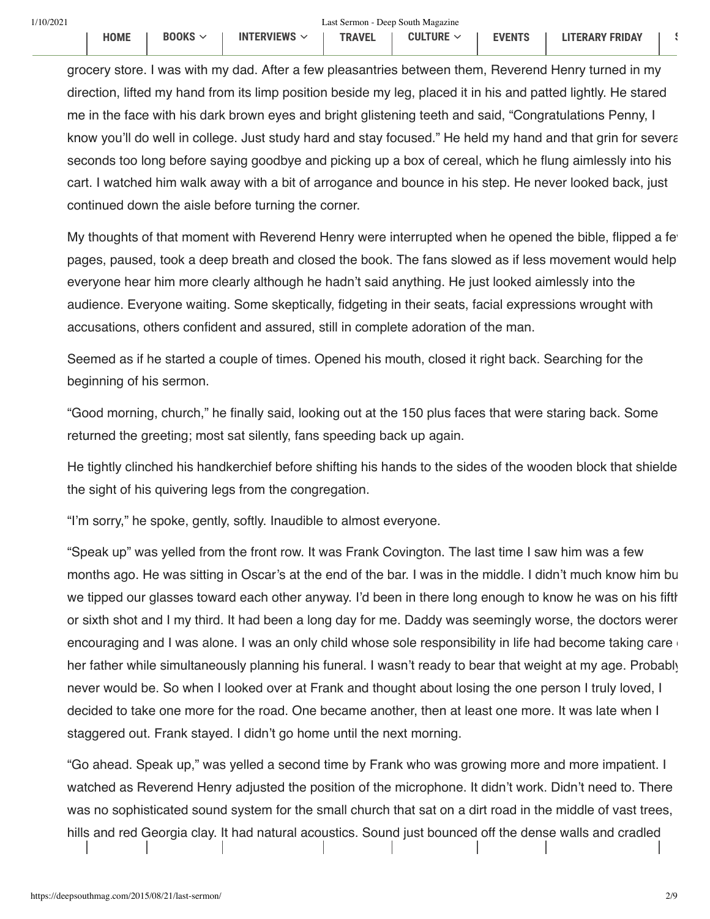grocery store. I was with my dad. After a few pleasantries between them, Reverend Henry turned in my direction, lifted my hand from its limp position beside my leg, placed it in his and patted lightly. He stared me in the face with his dark brown eyes and bright glistening teeth and said, "Congratulations Penny, I know you'll do well in college. Just study hard and stay focused." He held my hand and that grin for several seconds too long before saying goodbye and picking up a box of cereal, which he flung aimlessly into his cart. I watched him walk away with a bit of arrogance and bounce in his step. He never looked back, just continued down the aisle before turning the corner.

My thoughts of that moment with Reverend Henry were interrupted when he opened the bible, flipped a few pages, paused, took a deep breath and closed the book. The fans slowed as if less movement would help everyone hear him more clearly although he hadn't said anything. He just looked aimlessly into the audience. Everyone waiting. Some skeptically, fidgeting in their seats, facial expressions wrought with accusations, others confident and assured, still in complete adoration of the man.

Seemed as if he started a couple of times. Opened his mouth, closed it right back. Searching for the beginning of his sermon.

"Good morning, church," he finally said, looking out at the 150 plus faces that were staring back. Some returned the greeting; most sat silently, fans speeding back up again.

He tightly clinched his handkerchief before shifting his hands to the sides of the wooden block that shielded the sight of his quivering legs from the congregation.

"I'm sorry," he spoke, gently, softly. Inaudible to almost everyone.

"Speak up" was yelled from the front row. It was Frank Covington. The last time I saw him was a few months ago. He was sitting in Oscar's at the end of the bar. I was in the middle. I didn't much know him but we tipped our glasses toward each other anyway. I'd been in there long enough to know he was on his fifth or sixth shot and I my third. It had been a long day for me. Daddy was seemingly worse, the doctors weren't encouraging and I was alone. I was an only child whose sole responsibility in life had become taking care of her father while simultaneously planning his funeral. I wasn't ready to bear that weight at my age. Probably never would be. So when I looked over at Frank and thought about losing the one person I truly loved, I decided to take one more for the road. One became another, then at least one more. It was late when I staggered out. Frank stayed. I didn't go home until the next morning.

"Go ahead. Speak up," was yelled a second time by Frank who was growing more and more impatient. I watched as Reverend Henry adjusted the position of the microphone. It didn't work. Didn't need to. There was no sophisticated sound system for the small church that sat on a dirt road in the middle of vast trees, hills and red Georgia clay. It had natural acoustics. Sound just bounced off the dense walls and cradled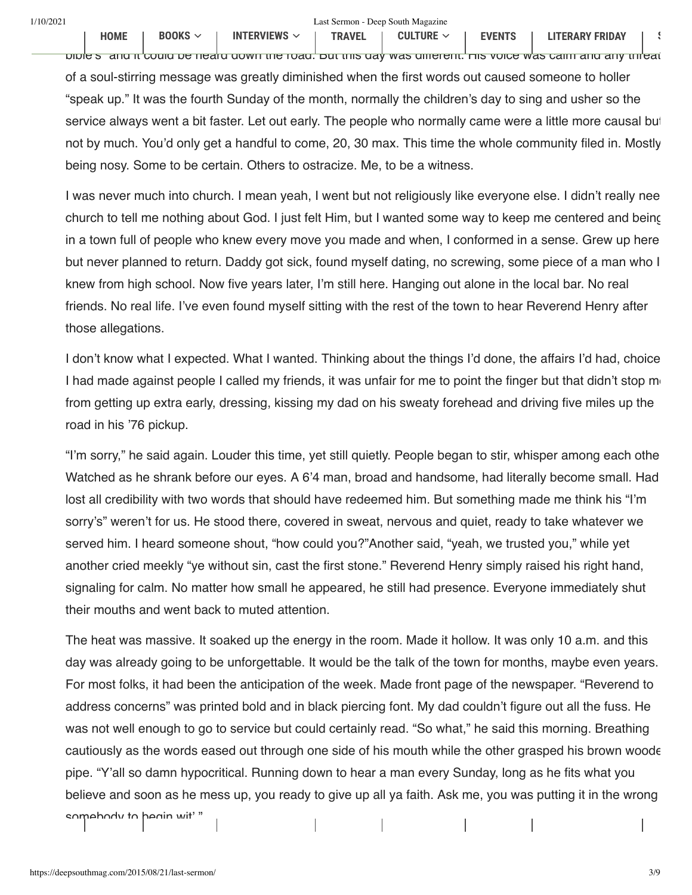bible's" and it could be heard down the road. But this day was different. His voice was calm and any threat of a soul-stirring message was greatly diminished when the first words out caused someone to holler "speak up." It was the fourth Sunday of the month, normally the children's day to sing and usher so the service always went a bit faster. Let out early. The people who normally came were a little more causal but not by much. You'd only get a handful to come, 20, 30 max. This time the whole community filed in. Mostly being nosy. Some to be certain. Others to ostracize. Me, to be a witness.

I was never much into church. I mean yeah, I went but not religiously like everyone else. I didn't really need church to tell me nothing about God. I just felt Him, but I wanted some way to keep me centered and being in a town full of people who knew every move you made and when, I conformed in a sense. Grew up here but never planned to return. Daddy got sick, found myself dating, no screwing, some piece of a man who I knew from high school. Now five years later, I'm still here. Hanging out alone in the local bar. No real friends. No real life. I've even found myself sitting with the rest of the town to hear Reverend Henry after those allegations.

I don't know what I expected. What I wanted. Thinking about the things I'd done, the affairs I'd had, choices I had made against people I called my friends, it was unfair for me to point the finger but that didn't stop me from getting up extra early, dressing, kissing my dad on his sweaty forehead and driving five miles up the road in his '76 pickup.

"I'm sorry," he said again. Louder this time, yet still quietly. People began to stir, whisper among each other. Watched as he shrank before our eyes. A 6'4 man, broad and handsome, had literally become small. Had lost all credibility with two words that should have redeemed him. But something made me think his "I'm sorry's" weren't for us. He stood there, covered in sweat, nervous and quiet, ready to take whatever we served him. I heard someone shout, "how could you?"Another said, "yeah, we trusted you," while yet another cried meekly "ye without sin, cast the first stone." Reverend Henry simply raised his right hand, signaling for calm. No matter how small he appeared, he still had presence. Everyone immediately shut their mouths and went back to muted attention.

The heat was massive. It soaked up the energy in the room. Made it hollow. It was only 10 a.m. and this day was already going to be unforgettable. It would be the talk of the town for months, maybe even years. For most folks, it had been the anticipation of the week. Made front page of the newspaper. "Reverend to address concerns" was printed bold and in black piercing font. My dad couldn't figure out all the fuss. He was not well enough to go to service but could certainly read. "So what," he said this morning. Breathing cautiously as the words eased out through one side of his mouth while the other grasped his brown wooden pipe. "Y'all so damn hypocritical. Running down to hear a man every Sunday, long as he fits what you believe and soon as he mess up, you ready to give up all ya faith. Ask me, you was putting it in the wrong somebody to begin wit'."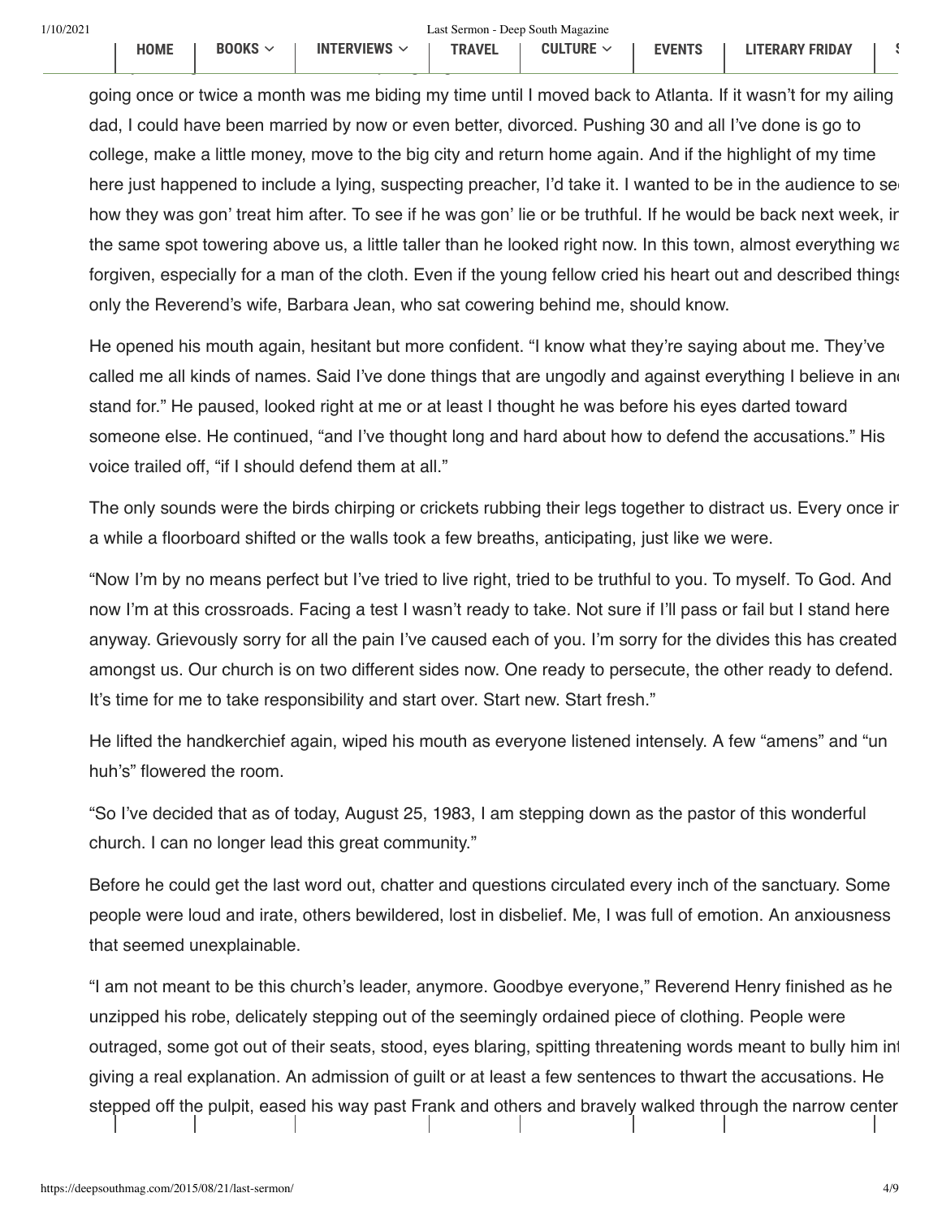going once or twice a month was me biding my time until I moved back to Atlanta. If it wasn't for my ailing dad, I could have been married by now or even better, divorced. Pushing 30 and all I've done is go to college, make a little money, move to the big city and return home again. And if the highlight of my time here just happened to include a lying, suspecting preacher, I'd take it. I wanted to be in the audience to see how they was gon' treat him after. To see if he was gon' lie or be truthful. If he would be back next week, in the same spot towering above us, a little taller than he looked right now. In this town, almost everything was forgiven, especially for a man of the cloth. Even if the young fellow cried his heart out and described things only the Reverend's wife, Barbara Jean, who sat cowering behind me, should know.

He opened his mouth again, hesitant but more confident. "I know what they're saying about me. They've called me all kinds of names. Said I've done things that are ungodly and against everything I believe in and stand for." He paused, looked right at me or at least I thought he was before his eyes darted toward someone else. He continued, "and I've thought long and hard about how to defend the accusations." His voice trailed off, "if I should defend them at all."

The only sounds were the birds chirping or crickets rubbing their legs together to distract us. Every once in a while a floorboard shifted or the walls took a few breaths, anticipating, just like we were.

"Now I'm by no means perfect but I've tried to live right, tried to be truthful to you. To myself. To God. And now I'm at this crossroads. Facing a test I wasn't ready to take. Not sure if I'll pass or fail but I stand here anyway. Grievously sorry for all the pain I've caused each of you. I'm sorry for the divides this has created amongst us. Our church is on two different sides now. One ready to persecute, the other ready to defend. It's time for me to take responsibility and start over. Start new. Start fresh."

He lifted the handkerchief again, wiped his mouth as everyone listened intensely. A few "amens" and "un huh's" flowered the room.

"So I've decided that as of today, August 25, 1983, I am stepping down as the pastor of this wonderful church. I can no longer lead this great community."

Before he could get the last word out, chatter and questions circulated every inch of the sanctuary. Some people were loud and irate, others bewildered, lost in disbelief. Me, I was full of emotion. An anxiousness that seemed unexplainable.

"I am not meant to be this church's leader, anymore. Goodbye everyone," Reverend Henry finished as he unzipped his robe, delicately stepping out of the seemingly ordained piece of clothing. People were outraged, some got out of their seats, stood, eyes blaring, spitting threatening words meant to bully him into giving a real explanation. An admission of guilt or at least a few sentences to thwart the accusations. He stepped off the pulpit, eased his way past Frank and others and bravely walked through the narrow center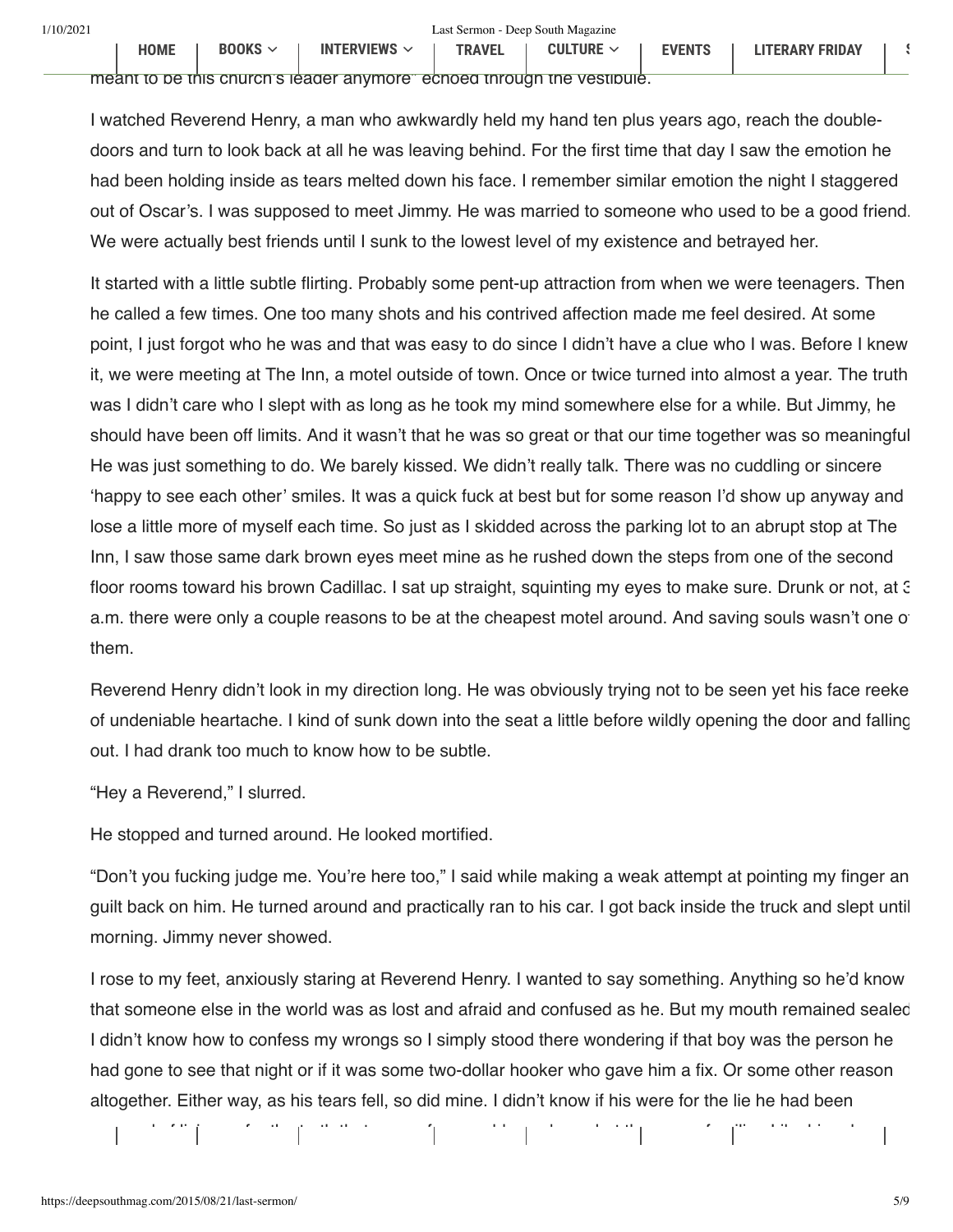meant to be this church's leader anymore" echoed through the vestibule.

I watched Reverend Henry, a man who awkwardly held my hand ten plus years ago, reach the double-doors and turn to look back at all he was leaving behind. For the first time that day I saw the emotion he had been holding inside as tears melted down his face. I remember similar emotion the night I staggered out of Oscar's. I was supposed to meet Jimmy. He was married to someone who used to be a good friend. We were actually best friends until I sunk to the lowest level of my existence and betrayed her.

It started with a little subtle flirting. Probably some pent-up attraction from when we were teenagers. Then he called a few times. One too many shots and his contrived affection made me feel desired. At some point, I just forgot who he was and that was easy to do since I didn't have a clue who I was. Before I knew it, we were meeting at The Inn, a motel outside of town. Once or twice turned into almost a year. The truth was I didn't care who I slept with as long as he took my mind somewhere else for a while. But Jimmy, he should have been off limits. And it wasn't that he was so great or that our time together was so meaningful. He was just something to do. We barely kissed. We didn't really talk. There was no cuddling or sincere 'happy to see each other' smiles. It was a quick fuck at best but for some reason I'd show up anyway and lose a little more of myself each time. So just as I skidded across the parking lot to an abrupt stop at The Inn, I saw those same dark brown eyes meet mine as he rushed down the steps from one of the second floor rooms toward his brown Cadillac. I sat up straight, squinting my eyes to make sure. Drunk or not, at 3 a.m. there were only a couple reasons to be at the cheapest motel around. And saving souls wasn't one of them.

Reverend Henry didn't look in my direction long. He was obviously trying not to be seen yet his face reeked of undeniable heartache. I kind of sunk down into the seat a little before wildly opening the door and falling out. I had drank too much to know how to be subtle.

"Hey a Reverend," I slurred.

He stopped and turned around. He looked mortified.

"Don't you fucking judge me. You're here too," I said while making a weak attempt at pointing my finger and guilt back on him. He turned around and practically ran to his car. I got back inside the truck and slept until morning. Jimmy never showed.

I rose to my feet, anxiously staring at Reverend Henry. I wanted to say something. Anything so he'd know that someone else in the world was as lost and afraid and confused as he. But my mouth remained sealed. I didn't know how to confess my wrongs so I simply stood there wondering if that boy was the person he had gone to see that night or if it was some two-dollar hooker who gave him a fix. Or some other reason altogether. Either way, as his tears fell, so did mine. I didn't know if his were for the lie he had been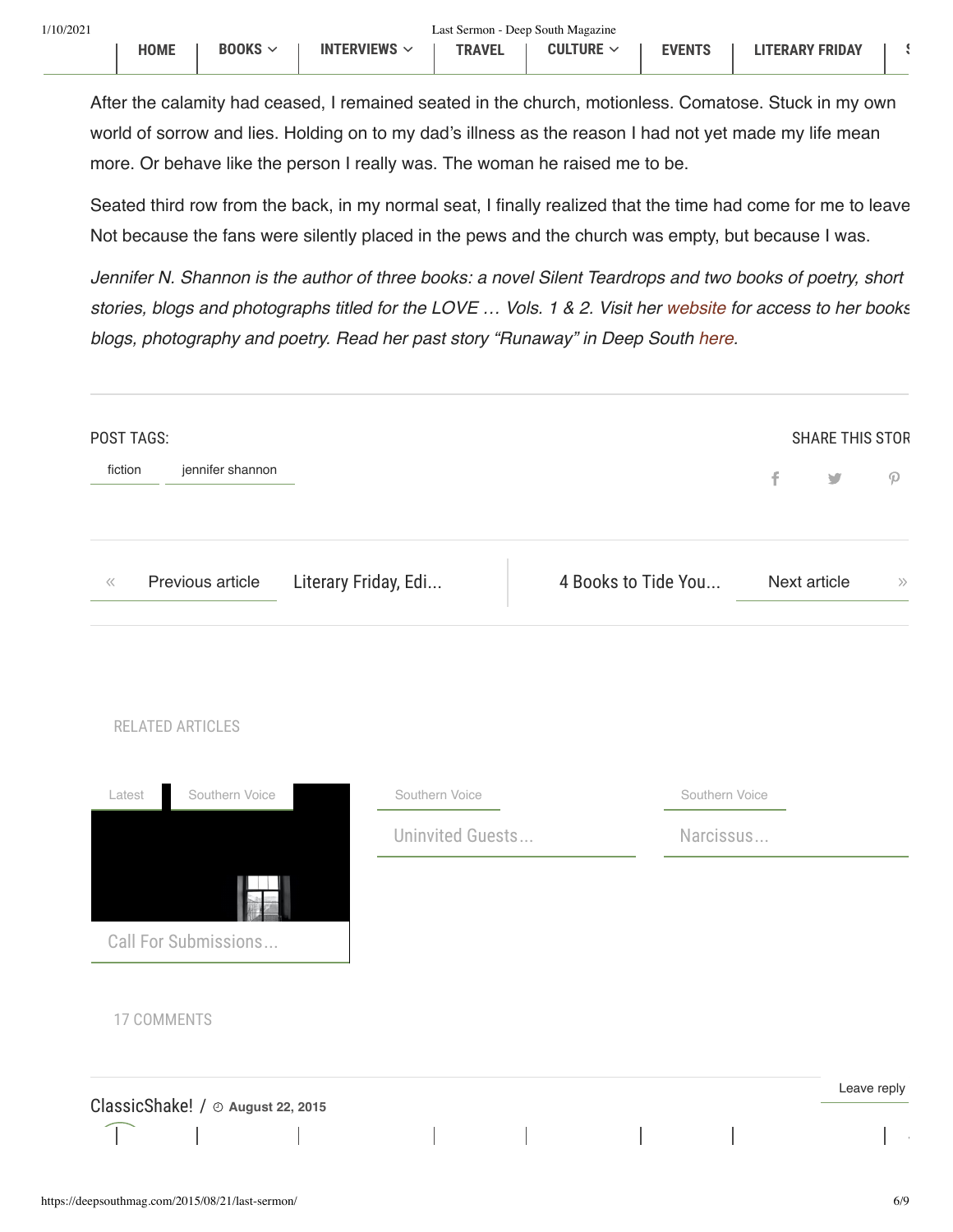After the calamity had ceased, I remained seated in the church, motionless. Comatose. Stuck in my own world of sorrow and lies. Holding on to my dad's illness as the reason I had not yet made my life mean more. Or behave like the person I really was. The woman he raised me to be.

Seated third row from the back, in my normal seat, I finally realized that the time had come for me to leave Not because the fans were silently placed in the pews and the church was empty, but because I was.

*Jennifer N. Shannon is the author of three books: a novel Silent Teardrops and two books of poetry, short stories, blogs and photographs titled for the LOVE … Vols. 1 & 2. Visit her website for access to her books blogs, photography and poetry. Read her past story "Runaway" in Deep South here.*

POST TAGS:

fiction | jennifer shannon

SHARE THIS STOR

« Previous article | Literary Friday, Edi...

4 Books to Tide You... | Next article »

RELATED ARTICLES

Latest | Southern Voice

Call For Submissions...

Southern Voice

Uninvited Guests...

Southern Voice

Narcissus...

17 COMMENTS

ClassicShake! / August 22, 2015

Leave reply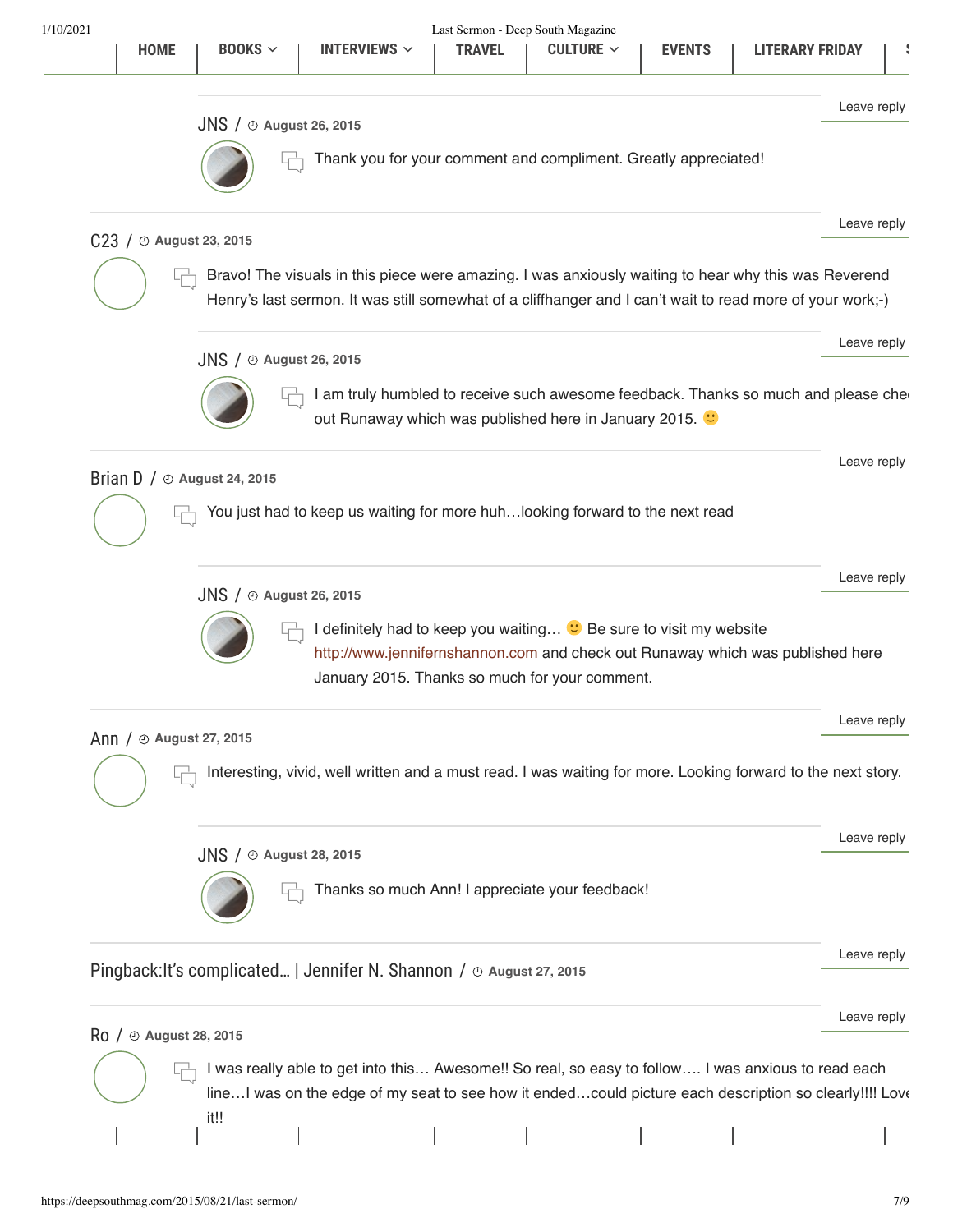HOME | BOOKS | INTERVIEWS | TRAVEL | CULTURE | EVENTS | LITERARY FRIDAY

Leave reply

JNS / August 26, 2015

Thank you for your comment and compliment. Greatly appreciated!

Leave reply

C23 / August 23, 2015

Bravo! The visuals in this piece were amazing. I was anxiously waiting to hear why this was Reverend Henry's last sermon. It was still somewhat of a cliffhanger and I can't wait to read more of your work;-)

Leave reply

JNS / August 26, 2015

I am truly humbled to receive such awesome feedback. Thanks so much and please che out Runaway which was published here in January 2015. 🙂

Leave reply

Brian D / August 24, 2015

You just had to keep us waiting for more huh…looking forward to the next read

Leave reply

JNS / August 26, 2015

I definitely had to keep you waiting… 🙂 Be sure to visit my website http://www.jennifernshannon.com and check out Runaway which was published here January 2015. Thanks so much for your comment.

Leave reply

Ann / August 27, 2015

Interesting, vivid, well written and a must read. I was waiting for more. Looking forward to the next story.

Leave reply

JNS / August 28, 2015

Thanks so much Ann! I appreciate your feedback!

Leave reply

Pingback:It's complicated… | Jennifer N. Shannon / August 27, 2015

Leave reply

Ro / August 28, 2015

I was really able to get into this… Awesome!! So real, so easy to follow…. I was anxious to read each line…I was on the edge of my seat to see how it ended…could picture each description so clearly!!!! Love it!!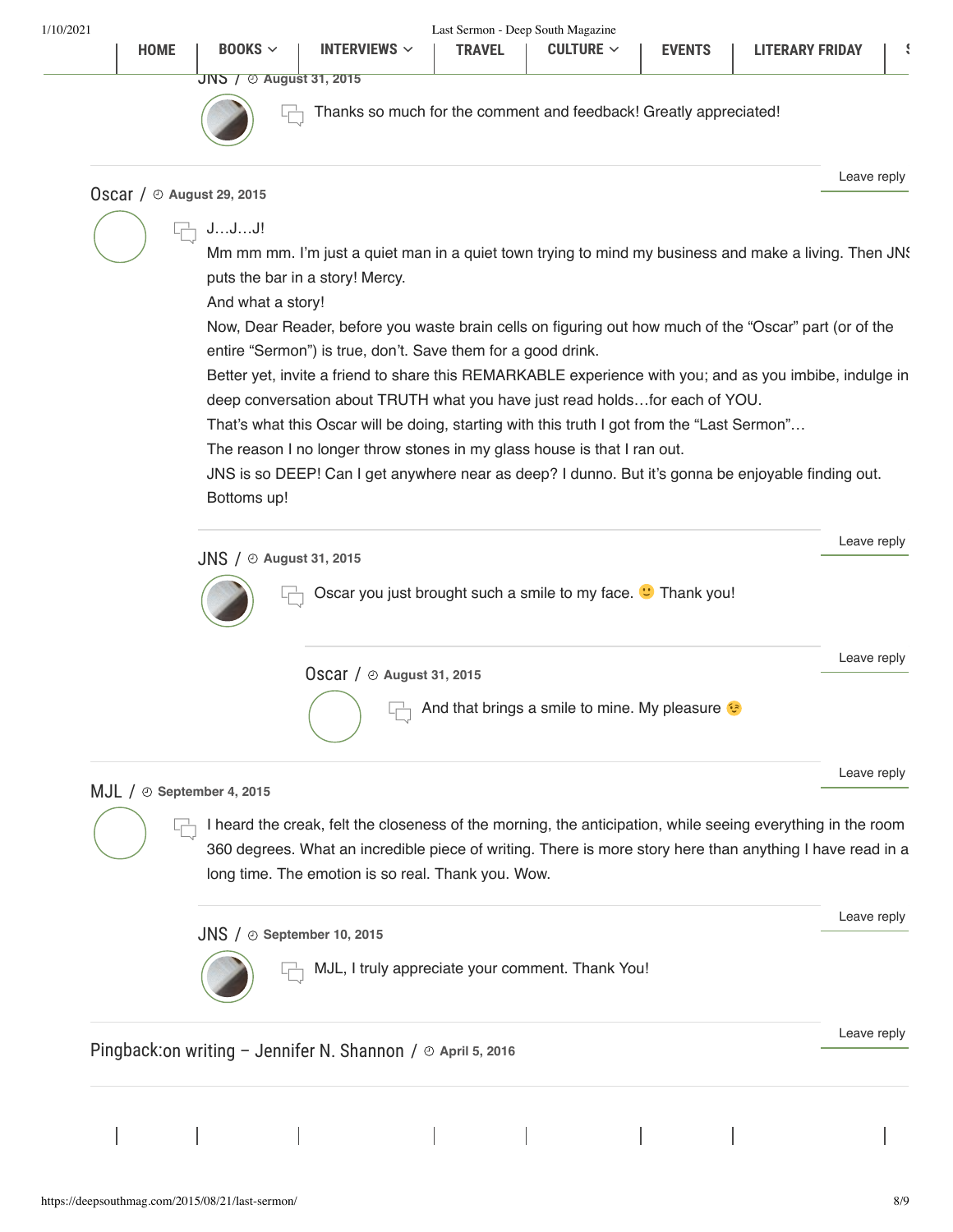JNS / August 31, 2015

Thanks so much for the comment and feedback! Greatly appreciated!

Leave reply

Oscar / August 29, 2015

J…J…J!

Mm mm mm. I'm just a quiet man in a quiet town trying to mind my business and make a living. Then JNS puts the bar in a story! Mercy.

And what a story!

Now, Dear Reader, before you waste brain cells on figuring out how much of the "Oscar" part (or of the entire "Sermon") is true, don't. Save them for a good drink.

Better yet, invite a friend to share this REMARKABLE experience with you; and as you imbibe, indulge in deep conversation about TRUTH what you have just read holds…for each of YOU.

That's what this Oscar will be doing, starting with this truth I got from the "Last Sermon"…

The reason I no longer throw stones in my glass house is that I ran out.

JNS is so DEEP! Can I get anywhere near as deep? I dunno. But it's gonna be enjoyable finding out.

Bottoms up!

Leave reply

JNS / August 31, 2015

Oscar you just brought such a smile to my face. 🙂 Thank you!

Leave reply

Oscar / August 31, 2015

And that brings a smile to mine. My pleasure 😉

Leave reply

MJL / September 4, 2015

I heard the creak, felt the closeness of the morning, the anticipation, while seeing everything in the room 360 degrees. What an incredible piece of writing. There is more story here than anything I have read in a long time. The emotion is so real. Thank you. Wow.

Leave reply

JNS / September 10, 2015

MJL, I truly appreciate your comment. Thank You!

Leave reply

Pingback:on writing – Jennifer N. Shannon / April 5, 2016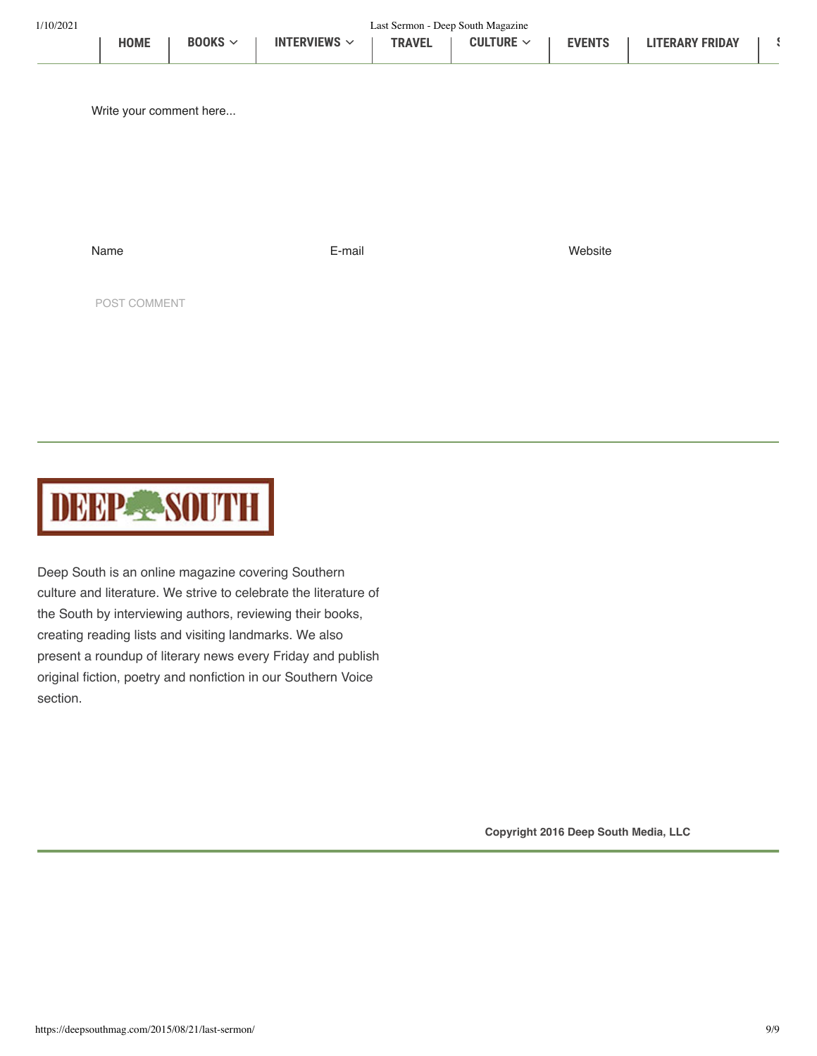HOME | BOOKS | INTERVIEWS | TRAVEL | CULTURE | EVENTS | LITERARY FRIDAY

Write your comment here...

Name

E-mail

Website

POST COMMENT

DEEP SOUTH

Deep South is an online magazine covering Southern culture and literature. We strive to celebrate the literature of the South by interviewing authors, reviewing their books, creating reading lists and visiting landmarks. We also present a roundup of literary news every Friday and publish original fiction, poetry and nonfiction in our Southern Voice section.

**Copyright 2016 Deep South Media, LLC**